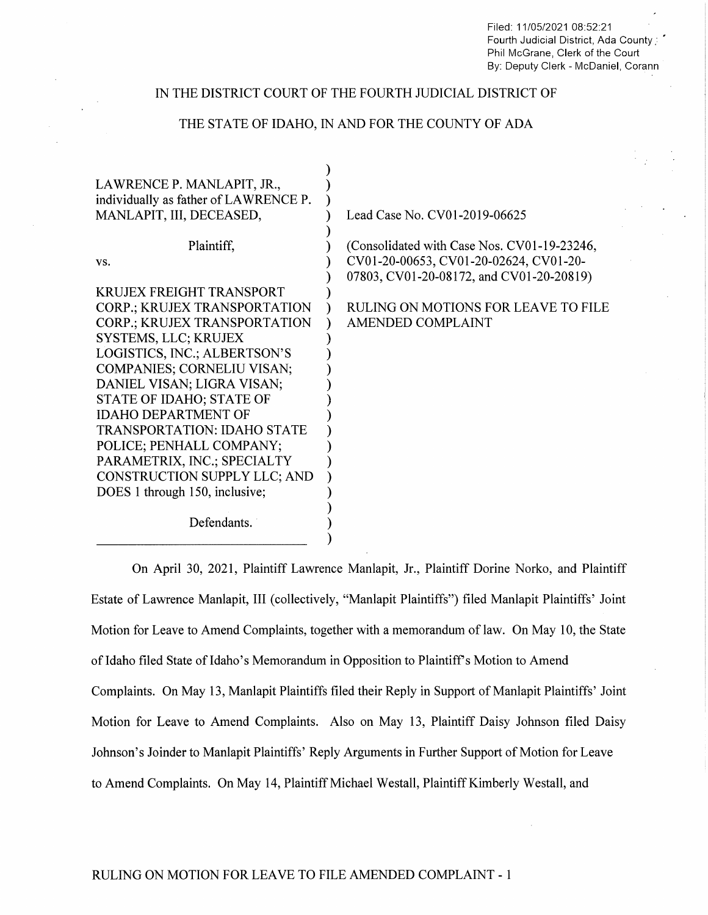Filed: 11/05/2021 08:52:21
Fourth Judicial District, Ada County
Phil McGrane, Clerk of the Court
By: Deputy Clerk - McDaniel, Corann

IN THE DISTRICT COURT OF THE FOURTH JUDICIAL DISTRICT OF

THE STATE OF IDAHO, IN AND FOR THE COUNTY OF ADA

LAWRENCE P. MANLAPIT, JR., individually as father of LAWRENCE P. MANLAPIT, III, DECEASED,

Plaintiff,

vs.

KRUJEX FREIGHT TRANSPORT CORP.; KRUJEX TRANSPORTATION CORP.; KRUJEX TRANSPORTATION SYSTEMS, LLC; KRUJEX LOGISTICS, INC.; ALBERTSON'S COMPANIES; CORNELIU VISAN; DANIEL VISAN; LIGRA VISAN; STATE OF IDAHO; STATE OF IDAHO DEPARTMENT OF TRANSPORTATION: IDAHO STATE POLICE; PENHALL COMPANY; PARAMETRIX, INC.; SPECIALTY CONSTRUCTION SUPPLY LLC; AND DOES 1 through 150, inclusive;

Defendants.

Lead Case No. CV01-2019-06625

(Consolidated with Case Nos. CV01-19-23246, CV01-20-00653, CV01-20-02624, CV01-20-07803, CV01-20-08172, and CV01-20-20819)

RULING ON MOTIONS FOR LEAVE TO FILE AMENDED COMPLAINT

On April 30, 2021, Plaintiff Lawrence Manlapit, Jr., Plaintiff Dorine Norko, and Plaintiff Estate of Lawrence Manlapit, III (collectively, "Manlapit Plaintiffs") filed Manlapit Plaintiffs' Joint Motion for Leave to Amend Complaints, together with a memorandum of law. On May 10, the State of Idaho filed State of Idaho's Memorandum in Opposition to Plaintiff's Motion to Amend Complaints. On May 13, Manlapit Plaintiffs filed their Reply in Support of Manlapit Plaintiffs' Joint Motion for Leave to Amend Complaints. Also on May 13, Plaintiff Daisy Johnson filed Daisy Johnson's Joinder to Manlapit Plaintiffs' Reply Arguments in Further Support of Motion for Leave to Amend Complaints. On May 14, Plaintiff Michael Westall, Plaintiff Kimberly Westall, and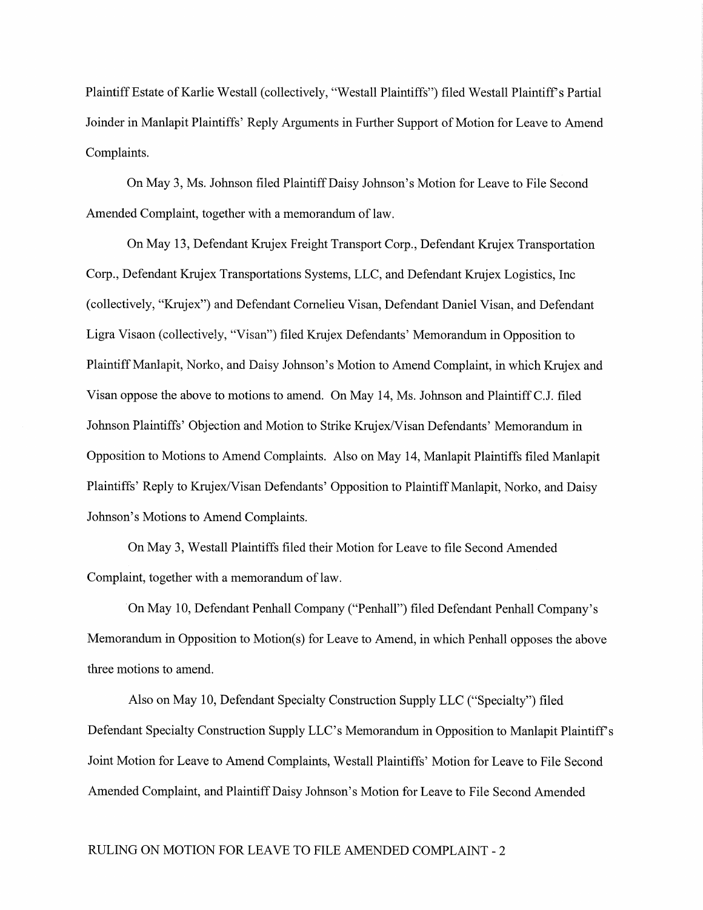Plaintiff Estate of Karlie Westall (collectively, "Westall Plaintiffs") filed Westall Plaintiff's Partial Joinder in Manlapit Plaintiffs' Reply Arguments in Further Support of Motion for Leave to Amend Complaints.

On May 3, Ms. Johnson filed Plaintiff Daisy Johnson's Motion for Leave to File Second Amended Complaint, together with a memorandum of law.

On May 13, Defendant Krujex Freight Transport Corp., Defendant Krujex Transportation Corp., Defendant Krujex Transportations Systems, LLC, and Defendant Krujex Logistics, Inc (collectively, "Krujex") and Defendant Cornelieu Visan, Defendant Daniel Visan, and Defendant Ligra Visaon (collectively, "Visan") filed Krujex Defendants' Memorandum in Opposition to Plaintiff Manlapit, Norko, and Daisy Johnson's Motion to Amend Complaint, in which Krujex and Visan oppose the above to motions to amend. On May 14, Ms. Johnson and Plaintiff C.J. filed Johnson Plaintiffs' Objection and Motion to Strike Krujex/Visan Defendants' Memorandum in Opposition to Motions to Amend Complaints. Also on May 14, Manlapit Plaintiffs filed Manlapit Plaintiffs' Reply to Krujex/Visan Defendants' Opposition to Plaintiff Manlapit, Norko, and Daisy Johnson's Motions to Amend Complaints.

On May 3, Westall Plaintiffs filed their Motion for Leave to file Second Amended Complaint, together with a memorandum of law.

On May 10, Defendant Penhall Company ("Penhall") filed Defendant Penhall Company's Memorandum in Opposition to Motion(s) for Leave to Amend, in which Penhall opposes the above three motions to amend.

Also on May 10, Defendant Specialty Construction Supply LLC ("Specialty") filed Defendant Specialty Construction Supply LLC's Memorandum in Opposition to Manlapit Plaintiff's Joint Motion for Leave to Amend Complaints, Westall Plaintiffs' Motion for Leave to File Second Amended Complaint, and Plaintiff Daisy Johnson's Motion for Leave to File Second Amended

RULING ON MOTION FOR LEAVE TO FILE AMENDED COMPLAINT - 2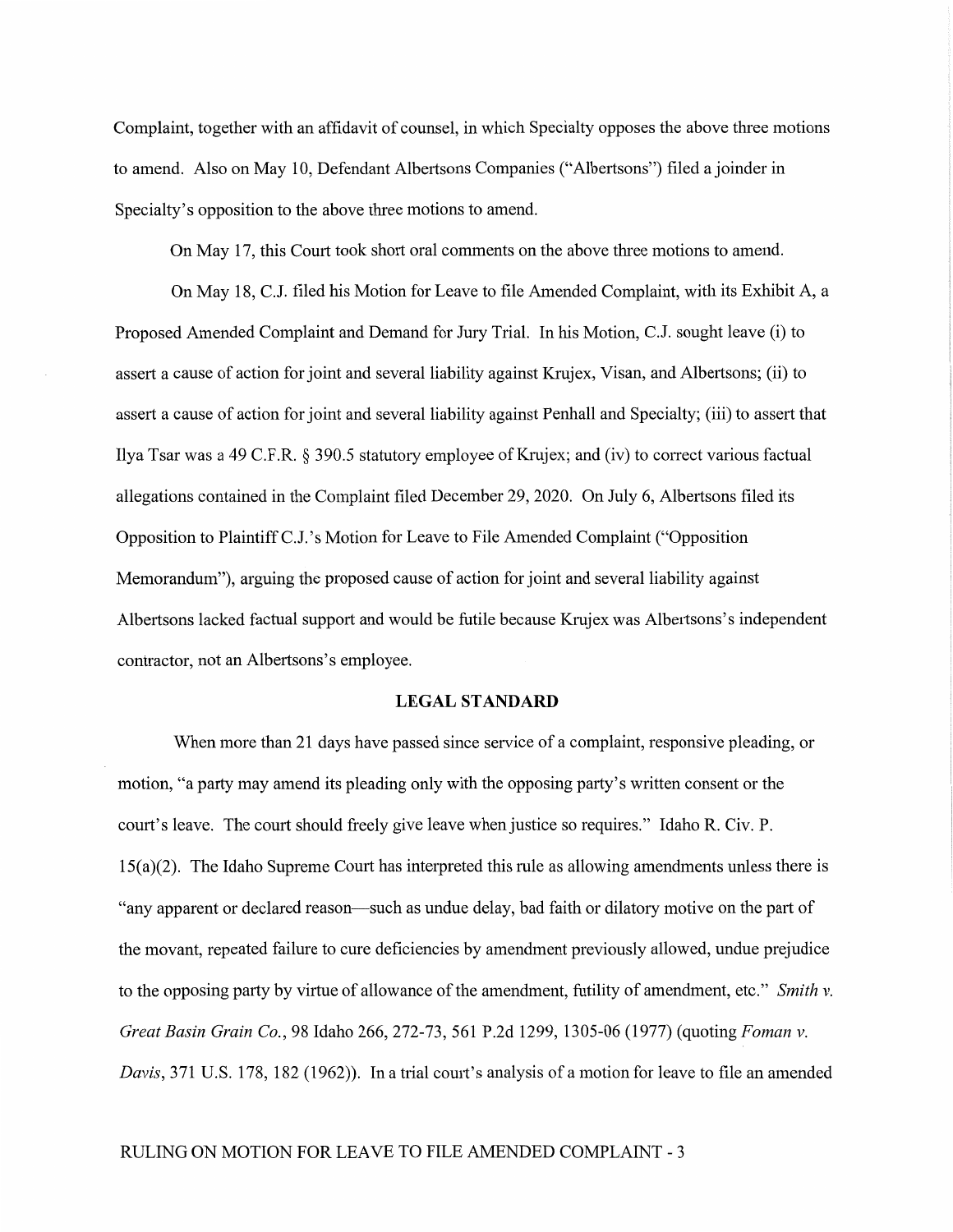Complaint, together with an affidavit of counsel, in which Specialty opposes the above three motions to amend. Also on May 10, Defendant Albertsons Companies ("Albertsons") filed a joinder in Specialty's opposition to the above three motions to amend.

On May 17, this Court took short oral comments on the above three motions to amend.

On May 18, C.J. filed his Motion for Leave to file Amended Complaint, with its Exhibit A, a Proposed Amended Complaint and Demand for Jury Trial. In his Motion, C.J. sought leave (i) to assert a cause of action for joint and several liability against Krujex, Visan, and Albertsons; (ii) to assert a cause of action for joint and several liability against Penhall and Specialty; (iii) to assert that Ilya Tsar was a 49 C.F.R. § 390.5 statutory employee of Krujex; and (iv) to correct various factual allegations contained in the Complaint filed December 29, 2020. On July 6, Albertsons filed its Opposition to Plaintiff C.J.'s Motion for Leave to File Amended Complaint ("Opposition Memorandum"), arguing the proposed cause of action for joint and several liability against Albertsons lacked factual support and would be futile because Krujex was Albertsons's independent contractor, not an Albertsons's employee.

## LEGAL STANDARD

When more than 21 days have passed since service of a complaint, responsive pleading, or motion, "a party may amend its pleading only with the opposing party's written consent or the court's leave. The court should freely give leave when justice so requires." Idaho R. Civ. P. 15(a)(2). The Idaho Supreme Court has interpreted this rule as allowing amendments unless there is "any apparent or declared reason—such as undue delay, bad faith or dilatory motive on the part of the movant, repeated failure to cure deficiencies by amendment previously allowed, undue prejudice to the opposing party by virtue of allowance of the amendment, futility of amendment, etc." *Smith v. Great Basin Grain Co.*, 98 Idaho 266, 272-73, 561 P.2d 1299, 1305-06 (1977) (quoting *Foman v. Davis*, 371 U.S. 178, 182 (1962)). In a trial court's analysis of a motion for leave to file an amended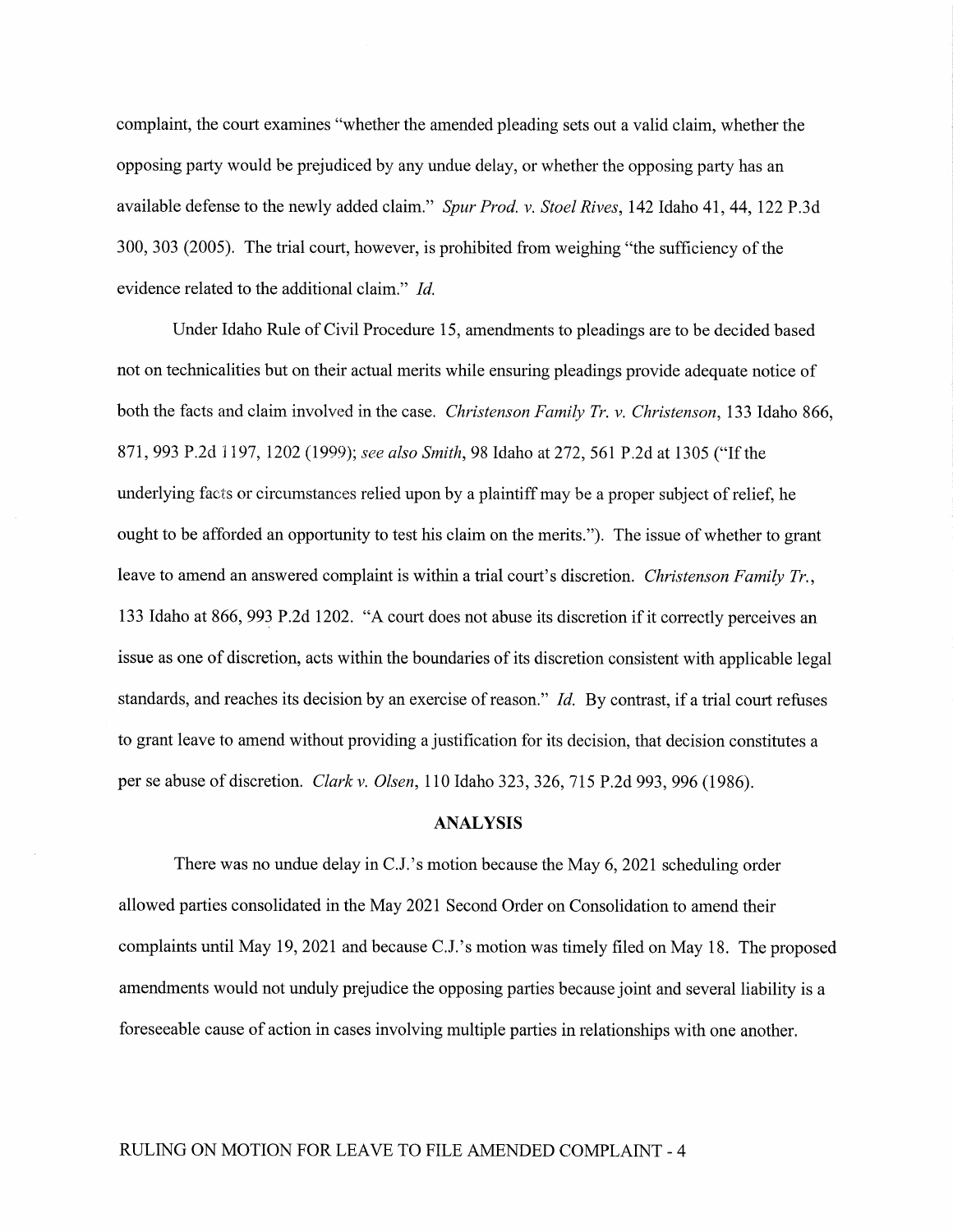complaint, the court examines "whether the amended pleading sets out a valid claim, whether the opposing party would be prejudiced by any undue delay, or whether the opposing party has an available defense to the newly added claim." *Spur Prod. v. Stoel Rives*, 142 Idaho 41, 44, 122 P.3d 300, 303 (2005). The trial court, however, is prohibited from weighing "the sufficiency of the evidence related to the additional claim." *Id.*

Under Idaho Rule of Civil Procedure 15, amendments to pleadings are to be decided based not on technicalities but on their actual merits while ensuring pleadings provide adequate notice of both the facts and claim involved in the case. *Christenson Family Tr. v. Christenson*, 133 Idaho 866, 871, 993 P.2d 1197, 1202 (1999); *see also Smith*, 98 Idaho at 272, 561 P.2d at 1305 ("If the underlying facts or circumstances relied upon by a plaintiff may be a proper subject of relief, he ought to be afforded an opportunity to test his claim on the merits."). The issue of whether to grant leave to amend an answered complaint is within a trial court's discretion. *Christenson Family Tr.*, 133 Idaho at 866, 993 P.2d 1202. "A court does not abuse its discretion if it correctly perceives an issue as one of discretion, acts within the boundaries of its discretion consistent with applicable legal standards, and reaches its decision by an exercise of reason." *Id.* By contrast, if a trial court refuses to grant leave to amend without providing a justification for its decision, that decision constitutes a per se abuse of discretion. *Clark v. Olsen*, 110 Idaho 323, 326, 715 P.2d 993, 996 (1986).

## ANALYSIS

There was no undue delay in C.J.'s motion because the May 6, 2021 scheduling order allowed parties consolidated in the May 2021 Second Order on Consolidation to amend their complaints until May 19, 2021 and because C.J.'s motion was timely filed on May 18. The proposed amendments would not unduly prejudice the opposing parties because joint and several liability is a foreseeable cause of action in cases involving multiple parties in relationships with one another.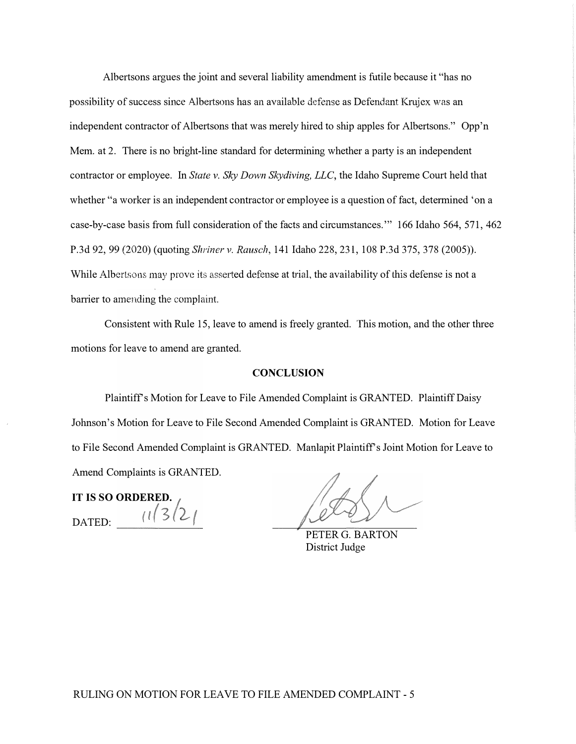Albertsons argues the joint and several liability amendment is futile because it "has no possibility of success since Albertsons has an available defense as Defendant Krujex was an independent contractor of Albertsons that was merely hired to ship apples for Albertsons." Opp'n Mem. at 2. There is no bright-line standard for determining whether a party is an independent contractor or employee. In *State v. Sky Down Skydiving, LLC*, the Idaho Supreme Court held that whether "a worker is an independent contractor or employee is a question of fact, determined 'on a case-by-case basis from full consideration of the facts and circumstances.'" 166 Idaho 564, 571, 462 P.3d 92, 99 (2020) (quoting *Shriner v. Rausch*, 141 Idaho 228, 231, 108 P.3d 375, 378 (2005)). While Albertsons may prove its asserted defense at trial, the availability of this defense is not a barrier to amending the complaint.

Consistent with Rule 15, leave to amend is freely granted. This motion, and the other three motions for leave to amend are granted.

## CONCLUSION

Plaintiff's Motion for Leave to File Amended Complaint is GRANTED. Plaintiff Daisy Johnson's Motion for Leave to File Second Amended Complaint is GRANTED. Motion for Leave to File Second Amended Complaint is GRANTED. Manlapit Plaintiff's Joint Motion for Leave to Amend Complaints is GRANTED.

**IT IS SO ORDERED.**

DATED: 11/3/21

PETER G. BARTON
District Judge

RULING ON MOTION FOR LEAVE TO FILE AMENDED COMPLAINT - 5